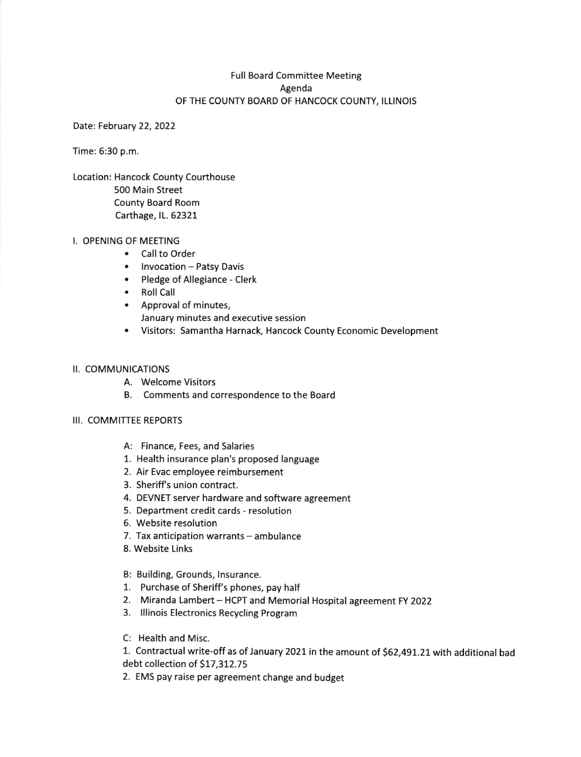# Full Board Committee Meeting
## Agenda
## OF THE COUNTY BOARD OF HANCOCK COUNTY, ILLINOIS

Date: February 22, 2022

Time: 6:30 p.m.

Location: Hancock County Courthouse
500 Main Street
County Board Room
Carthage, IL. 62321

## I. OPENING OF MEETING

- Call to Order
- Invocation – Patsy Davis
- Pledge of Allegiance - Clerk
- Roll Call
- Approval of minutes,
  January minutes and executive session
- Visitors: Samantha Harnack, Hancock County Economic Development

## II. COMMUNICATIONS

A. Welcome Visitors
B. Comments and correspondence to the Board

## III. COMMITTEE REPORTS

A: Finance, Fees, and Salaries

1. Health insurance plan's proposed language
2. Air Evac employee reimbursement
3. Sheriff's union contract.
4. DEVNET server hardware and software agreement
5. Department credit cards - resolution
6. Website resolution
7. Tax anticipation warrants – ambulance
8. Website Links

B: Building, Grounds, Insurance.

1. Purchase of Sheriff's phones, pay half
2. Miranda Lambert – HCPT and Memorial Hospital agreement FY 2022
3. Illinois Electronics Recycling Program

C: Health and Misc.

1. Contractual write-off as of January 2021 in the amount of $62,491.21 with additional bad debt collection of $17,312.75
2. EMS pay raise per agreement change and budget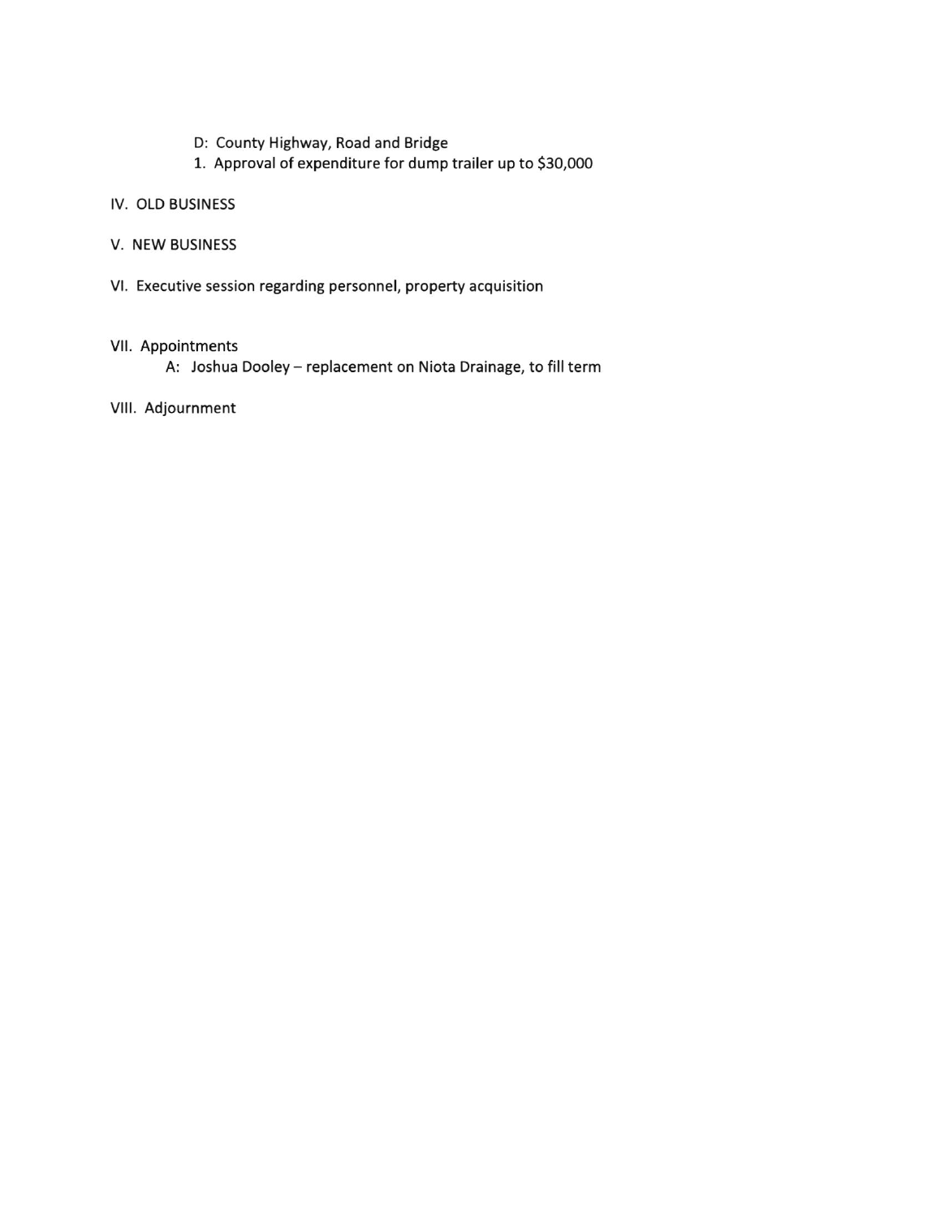D: County Highway, Road and Bridge

1. Approval of expenditure for dump trailer up to $30,000

IV. OLD BUSINESS

V. NEW BUSINESS

VI. Executive session regarding personnel, property acquisition

VII. Appointments

A: Joshua Dooley – replacement on Niota Drainage, to fill term

VIII. Adjournment